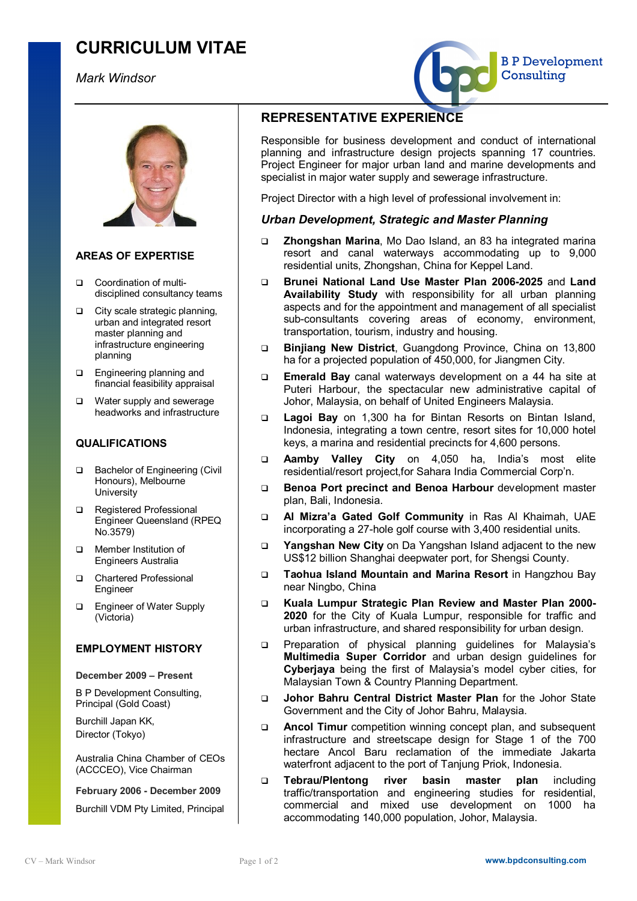# CURRICULUM VITAE

*Mark Windsor*

B P Development Consulting

## AREAS OF EXPERTISE

- Coordination of multi-disciplined consultancy teams
- City scale strategic planning, urban and integrated resort master planning and infrastructure engineering planning
- Engineering planning and financial feasibility appraisal
- Water supply and sewerage headworks and infrastructure

## QUALIFICATIONS

- Bachelor of Engineering (Civil Honours), Melbourne University
- Registered Professional Engineer Queensland (RPEQ No.3579)
- Member Institution of Engineers Australia
- Chartered Professional Engineer
- Engineer of Water Supply (Victoria)

## EMPLOYMENT HISTORY

**December 2009 – Present**

B P Development Consulting, Principal (Gold Coast)

Burchill Japan KK, Director (Tokyo)

Australia China Chamber of CEOs (ACCCEO), Vice Chairman

**February 2006 - December 2009**

Burchill VDM Pty Limited, Principal

## REPRESENTATIVE EXPERIENCE

Responsible for business development and conduct of international planning and infrastructure design projects spanning 17 countries. Project Engineer for major urban land and marine developments and specialist in major water supply and sewerage infrastructure.

Project Director with a high level of professional involvement in:

### *Urban Development, Strategic and Master Planning*

- **Zhongshan Marina**, Mo Dao Island, an 83 ha integrated marina resort and canal waterways accommodating up to 9,000 residential units, Zhongshan, China for Keppel Land.
- **Brunei National Land Use Master Plan 2006-2025** and **Land Availability Study** with responsibility for all urban planning aspects and for the appointment and management of all specialist sub-consultants covering areas of economy, environment, transportation, tourism, industry and housing.
- **Binjiang New District**, Guangdong Province, China on 13,800 ha for a projected population of 450,000, for Jiangmen City.
- **Emerald Bay** canal waterways development on a 44 ha site at Puteri Harbour, the spectacular new administrative capital of Johor, Malaysia, on behalf of United Engineers Malaysia.
- **Lagoi Bay** on 1,300 ha for Bintan Resorts on Bintan Island, Indonesia, integrating a town centre, resort sites for 10,000 hotel keys, a marina and residential precincts for 4,600 persons.
- **Aamby Valley City** on 4,050 ha, India's most elite residential/resort project,for Sahara India Commercial Corp'n.
- **Benoa Port precinct and Benoa Harbour** development master plan, Bali, Indonesia.
- **Al Mizra'a Gated Golf Community** in Ras Al Khaimah, UAE incorporating a 27-hole golf course with 3,400 residential units.
- **Yangshan New City** on Da Yangshan Island adjacent to the new US$12 billion Shanghai deepwater port, for Shengsi County.
- **Taohua Island Mountain and Marina Resort** in Hangzhou Bay near Ningbo, China
- **Kuala Lumpur Strategic Plan Review and Master Plan 2000-2020** for the City of Kuala Lumpur, responsible for traffic and urban infrastructure, and shared responsibility for urban design.
- Preparation of physical planning guidelines for Malaysia's **Multimedia Super Corridor** and urban design guidelines for **Cyberjaya** being the first of Malaysia's model cyber cities, for Malaysian Town & Country Planning Department.
- **Johor Bahru Central District Master Plan** for the Johor State Government and the City of Johor Bahru, Malaysia.
- **Ancol Timur** competition winning concept plan, and subsequent infrastructure and streetscape design for Stage 1 of the 700 hectare Ancol Baru reclamation of the immediate Jakarta waterfront adjacent to the port of Tanjung Priok, Indonesia.
- **Tebrau/Plentong river basin master plan** including traffic/transportation and engineering studies for residential, commercial and mixed use development on 1000 ha accommodating 140,000 population, Johor, Malaysia.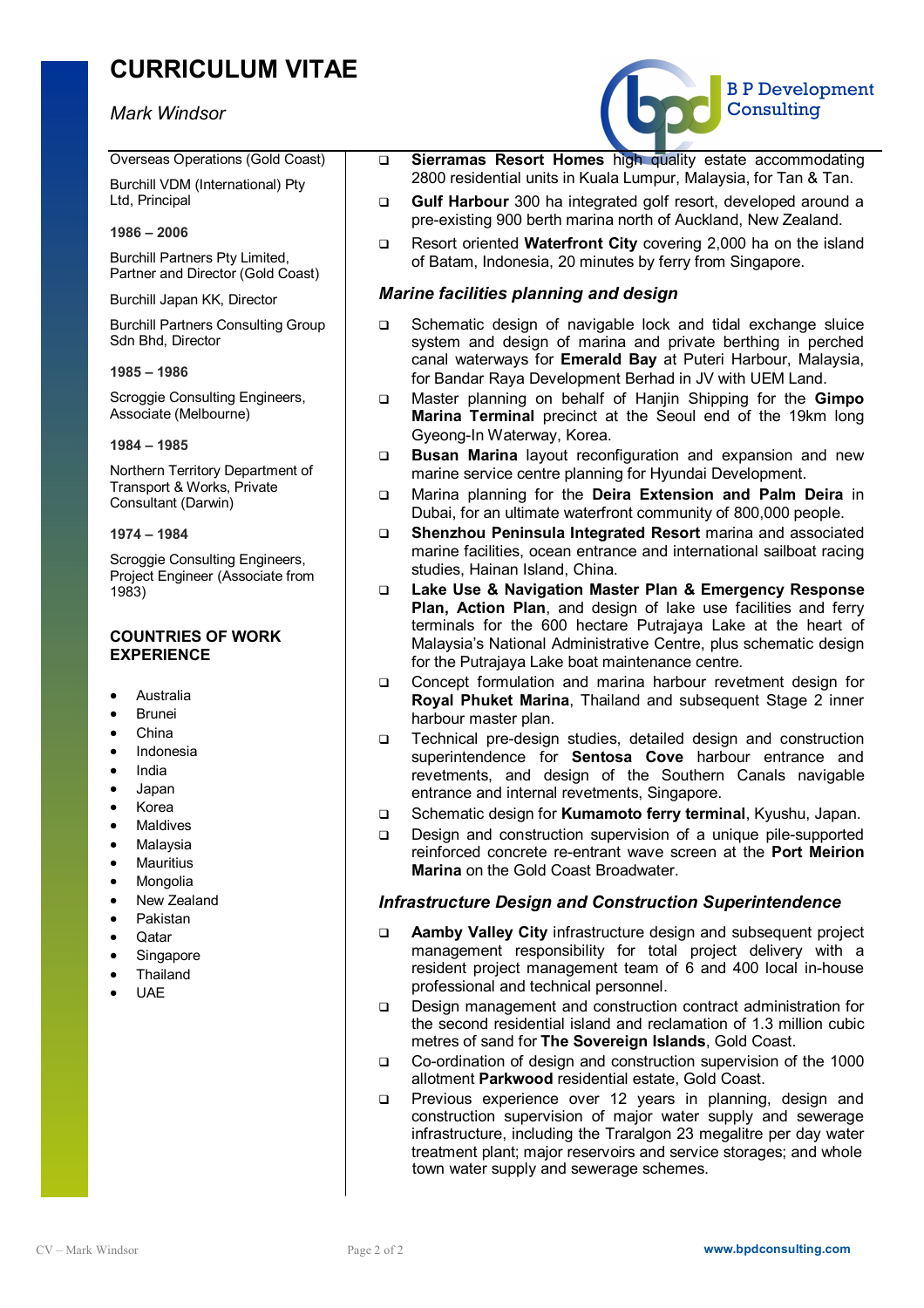# CURRICULUM VITAE

*Mark Windsor*

B P Development Consulting

Overseas Operations (Gold Coast)

Burchill VDM (International) Pty Ltd, Principal

**1986 – 2006**

Burchill Partners Pty Limited, Partner and Director (Gold Coast)

Burchill Japan KK, Director

Burchill Partners Consulting Group Sdn Bhd, Director

**1985 – 1986**

Scroggie Consulting Engineers, Associate (Melbourne)

**1984 – 1985**

Northern Territory Department of Transport & Works, Private Consultant (Darwin)

**1974 – 1984**

Scroggie Consulting Engineers, Project Engineer (Associate from 1983)

**COUNTRIES OF WORK EXPERIENCE**

- Australia
- Brunei
- China
- Indonesia
- India
- Japan
- Korea
- Maldives
- Malaysia
- Mauritius
- Mongolia
- New Zealand
- Pakistan
- Qatar
- Singapore
- Thailand
- UAE

- **Sierramas Resort Homes** high quality estate accommodating 2800 residential units in Kuala Lumpur, Malaysia, for Tan & Tan.
- **Gulf Harbour** 300 ha integrated golf resort, developed around a pre-existing 900 berth marina north of Auckland, New Zealand.
- Resort oriented **Waterfront City** covering 2,000 ha on the island of Batam, Indonesia, 20 minutes by ferry from Singapore.

### *Marine facilities planning and design*

- Schematic design of navigable lock and tidal exchange sluice system and design of marina and private berthing in perched canal waterways for **Emerald Bay** at Puteri Harbour, Malaysia, for Bandar Raya Development Berhad in JV with UEM Land.
- Master planning on behalf of Hanjin Shipping for the **Gimpo Marina Terminal** precinct at the Seoul end of the 19km long Gyeong-In Waterway, Korea.
- **Busan Marina** layout reconfiguration and expansion and new marine service centre planning for Hyundai Development.
- Marina planning for the **Deira Extension and Palm Deira** in Dubai, for an ultimate waterfront community of 800,000 people.
- **Shenzhou Peninsula Integrated Resort** marina and associated marine facilities, ocean entrance and international sailboat racing studies, Hainan Island, China.
- **Lake Use & Navigation Master Plan & Emergency Response Plan, Action Plan**, and design of lake use facilities and ferry terminals for the 600 hectare Putrajaya Lake at the heart of Malaysia's National Administrative Centre, plus schematic design for the Putrajaya Lake boat maintenance centre.
- Concept formulation and marina harbour revetment design for **Royal Phuket Marina**, Thailand and subsequent Stage 2 inner harbour master plan.
- Technical pre-design studies, detailed design and construction superintendence for **Sentosa Cove** harbour entrance and revetments, and design of the Southern Canals navigable entrance and internal revetments, Singapore.
- Schematic design for **Kumamoto ferry terminal**, Kyushu, Japan.
- Design and construction supervision of a unique pile-supported reinforced concrete re-entrant wave screen at the **Port Meirion Marina** on the Gold Coast Broadwater.

### *Infrastructure Design and Construction Superintendence*

- **Aamby Valley City** infrastructure design and subsequent project management responsibility for total project delivery with a resident project management team of 6 and 400 local in-house professional and technical personnel.
- Design management and construction contract administration for the second residential island and reclamation of 1.3 million cubic metres of sand for **The Sovereign Islands**, Gold Coast.
- Co-ordination of design and construction supervision of the 1000 allotment **Parkwood** residential estate, Gold Coast.
- Previous experience over 12 years in planning, design and construction supervision of major water supply and sewerage infrastructure, including the Traralgon 23 megalitre per day water treatment plant; major reservoirs and service storages; and whole town water supply and sewerage schemes.